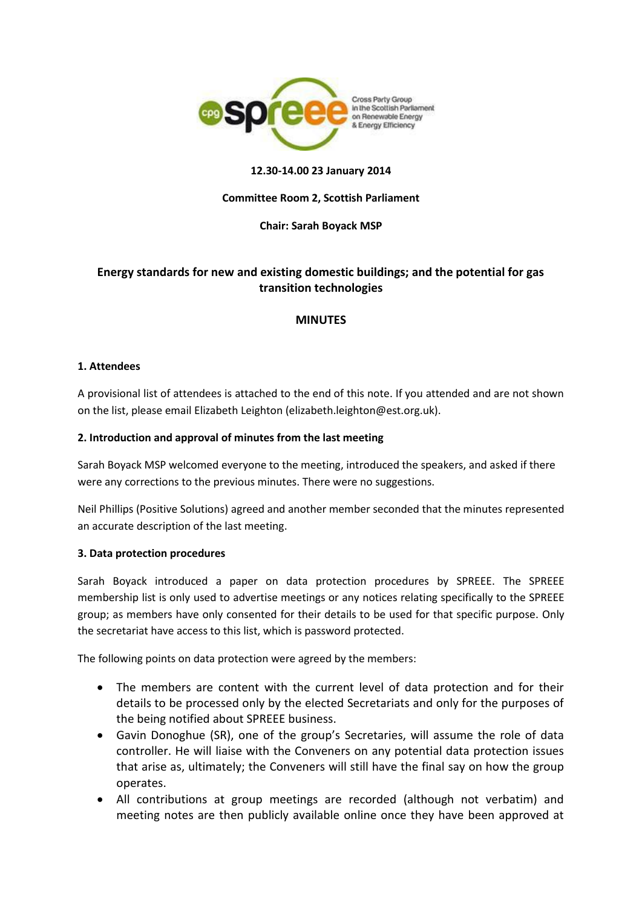**12.30-14.00 23 January 2014**

**Committee Room 2, Scottish Parliament**

**Chair: Sarah Boyack MSP**

# Energy standards for new and existing domestic buildings; and the potential for gas transition technologies

## MINUTES

### 1. Attendees

A provisional list of attendees is attached to the end of this note. If you attended and are not shown on the list, please email Elizabeth Leighton (elizabeth.leighton@est.org.uk).

### 2. Introduction and approval of minutes from the last meeting

Sarah Boyack MSP welcomed everyone to the meeting, introduced the speakers, and asked if there were any corrections to the previous minutes. There were no suggestions.

Neil Phillips (Positive Solutions) agreed and another member seconded that the minutes represented an accurate description of the last meeting.

### 3. Data protection procedures

Sarah Boyack introduced a paper on data protection procedures by SPREEE. The SPREEE membership list is only used to advertise meetings or any notices relating specifically to the SPREEE group; as members have only consented for their details to be used for that specific purpose. Only the secretariat have access to this list, which is password protected.

The following points on data protection were agreed by the members:

- The members are content with the current level of data protection and for their details to be processed only by the elected Secretariats and only for the purposes of the being notified about SPREEE business.
- Gavin Donoghue (SR), one of the group's Secretaries, will assume the role of data controller. He will liaise with the Conveners on any potential data protection issues that arise as, ultimately; the Conveners will still have the final say on how the group operates.
- All contributions at group meetings are recorded (although not verbatim) and meeting notes are then publicly available online once they have been approved at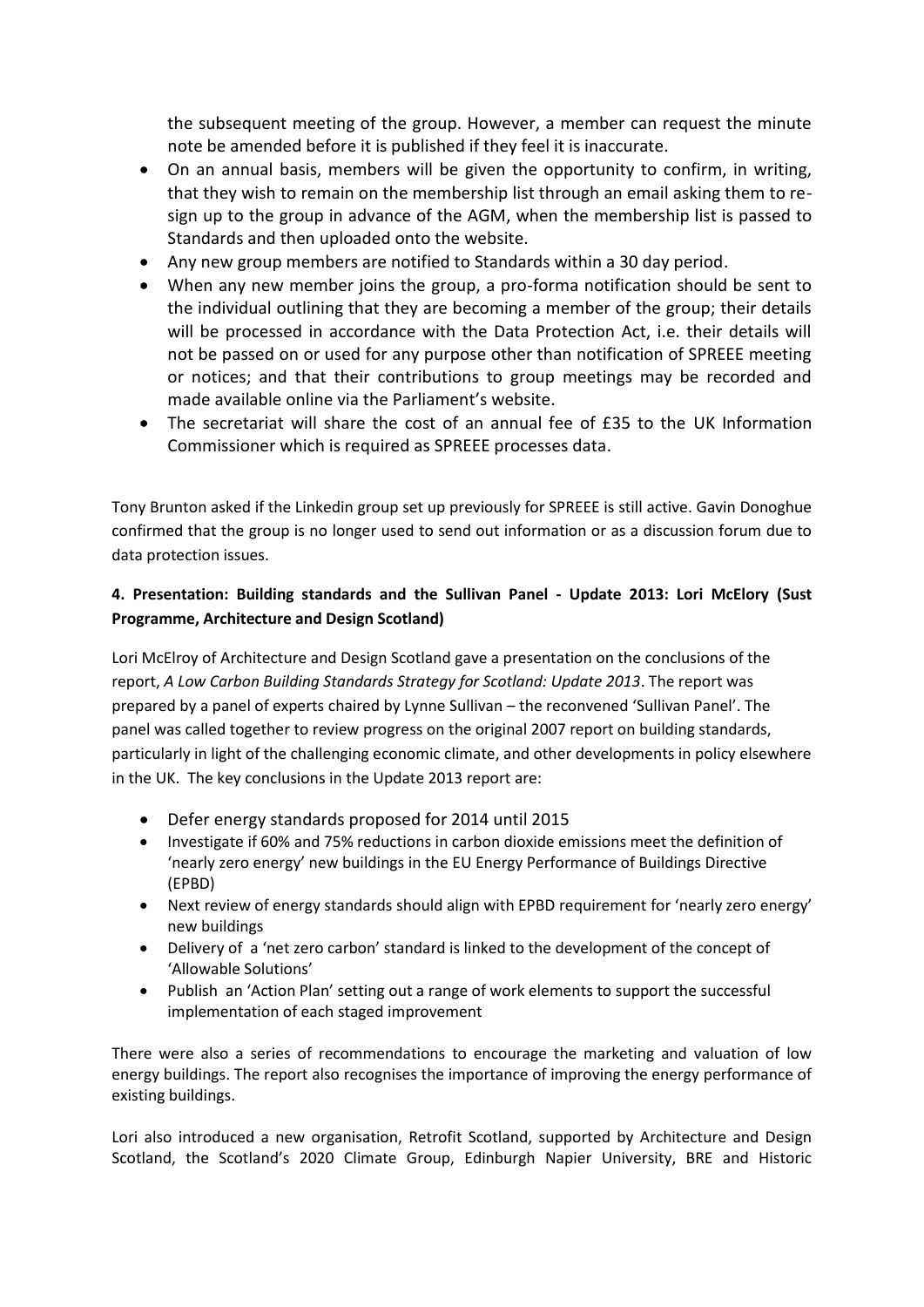the subsequent meeting of the group. However, a member can request the minute note be amended before it is published if they feel it is inaccurate.

- On an annual basis, members will be given the opportunity to confirm, in writing, that they wish to remain on the membership list through an email asking them to re-sign up to the group in advance of the AGM, when the membership list is passed to Standards and then uploaded onto the website.
- Any new group members are notified to Standards within a 30 day period.
- When any new member joins the group, a pro-forma notification should be sent to the individual outlining that they are becoming a member of the group; their details will be processed in accordance with the Data Protection Act, i.e. their details will not be passed on or used for any purpose other than notification of SPREEE meeting or notices; and that their contributions to group meetings may be recorded and made available online via the Parliament's website.
- The secretariat will share the cost of an annual fee of £35 to the UK Information Commissioner which is required as SPREEE processes data.

Tony Brunton asked if the Linkedin group set up previously for SPREEE is still active. Gavin Donoghue confirmed that the group is no longer used to send out information or as a discussion forum due to data protection issues.

**4. Presentation: Building standards and the Sullivan Panel - Update 2013: Lori McElory (Sust Programme, Architecture and Design Scotland)**

Lori McElroy of Architecture and Design Scotland gave a presentation on the conclusions of the report, *A Low Carbon Building Standards Strategy for Scotland: Update 2013*. The report was prepared by a panel of experts chaired by Lynne Sullivan – the reconvened 'Sullivan Panel'. The panel was called together to review progress on the original 2007 report on building standards, particularly in light of the challenging economic climate, and other developments in policy elsewhere in the UK. The key conclusions in the Update 2013 report are:

- Defer energy standards proposed for 2014 until 2015
- Investigate if 60% and 75% reductions in carbon dioxide emissions meet the definition of 'nearly zero energy' new buildings in the EU Energy Performance of Buildings Directive (EPBD)
- Next review of energy standards should align with EPBD requirement for 'nearly zero energy' new buildings
- Delivery of a 'net zero carbon' standard is linked to the development of the concept of 'Allowable Solutions'
- Publish an 'Action Plan' setting out a range of work elements to support the successful implementation of each staged improvement

There were also a series of recommendations to encourage the marketing and valuation of low energy buildings. The report also recognises the importance of improving the energy performance of existing buildings.

Lori also introduced a new organisation, Retrofit Scotland, supported by Architecture and Design Scotland, the Scotland's 2020 Climate Group, Edinburgh Napier University, BRE and Historic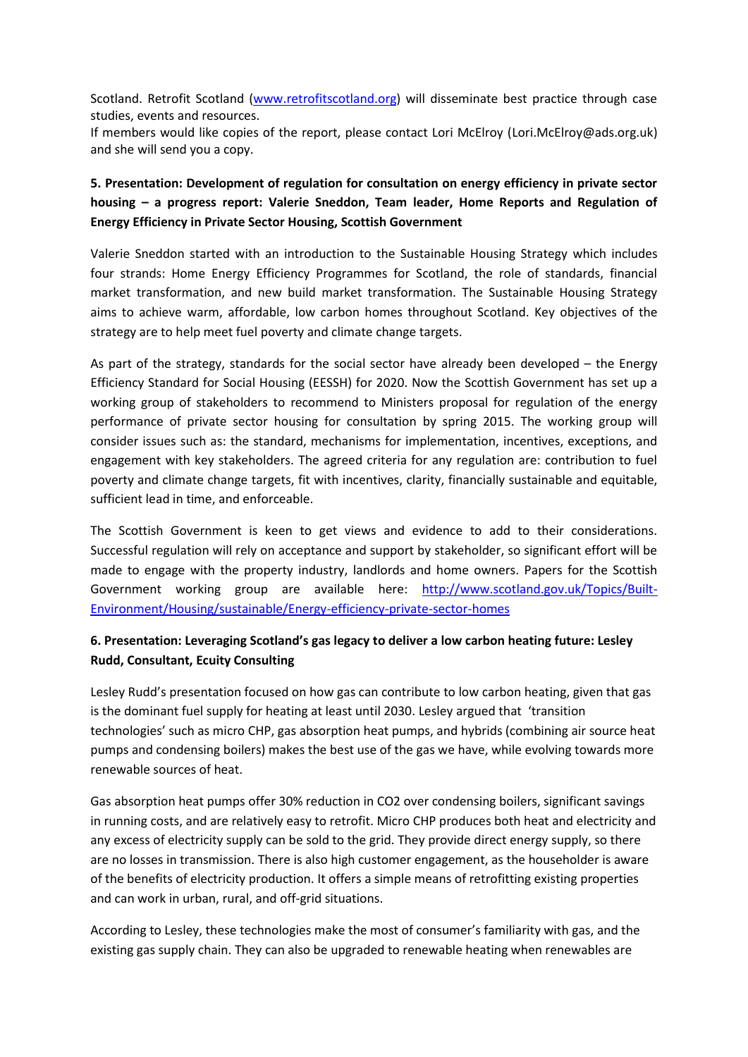Scotland. Retrofit Scotland ([www.retrofitscotland.org](http://www.retrofitscotland.org)) will disseminate best practice through case studies, events and resources.
If members would like copies of the report, please contact Lori McElroy (Lori.McElroy@ads.org.uk) and she will send you a copy.

**5. Presentation: Development of regulation for consultation on energy efficiency in private sector housing – a progress report: Valerie Sneddon, Team leader, Home Reports and Regulation of Energy Efficiency in Private Sector Housing, Scottish Government**

Valerie Sneddon started with an introduction to the Sustainable Housing Strategy which includes four strands: Home Energy Efficiency Programmes for Scotland, the role of standards, financial market transformation, and new build market transformation. The Sustainable Housing Strategy aims to achieve warm, affordable, low carbon homes throughout Scotland. Key objectives of the strategy are to help meet fuel poverty and climate change targets.

As part of the strategy, standards for the social sector have already been developed – the Energy Efficiency Standard for Social Housing (EESSH) for 2020. Now the Scottish Government has set up a working group of stakeholders to recommend to Ministers proposal for regulation of the energy performance of private sector housing for consultation by spring 2015. The working group will consider issues such as: the standard, mechanisms for implementation, incentives, exceptions, and engagement with key stakeholders. The agreed criteria for any regulation are: contribution to fuel poverty and climate change targets, fit with incentives, clarity, financially sustainable and equitable, sufficient lead in time, and enforceable.

The Scottish Government is keen to get views and evidence to add to their considerations. Successful regulation will rely on acceptance and support by stakeholder, so significant effort will be made to engage with the property industry, landlords and home owners. Papers for the Scottish Government working group are available here: [http://www.scotland.gov.uk/Topics/Built-Environment/Housing/sustainable/Energy-efficiency-private-sector-homes](http://www.scotland.gov.uk/Topics/Built-Environment/Housing/sustainable/Energy-efficiency-private-sector-homes)

**6. Presentation: Leveraging Scotland's gas legacy to deliver a low carbon heating future: Lesley Rudd, Consultant, Ecuity Consulting**

Lesley Rudd's presentation focused on how gas can contribute to low carbon heating, given that gas is the dominant fuel supply for heating at least until 2030. Lesley argued that 'transition technologies' such as micro CHP, gas absorption heat pumps, and hybrids (combining air source heat pumps and condensing boilers) makes the best use of the gas we have, while evolving towards more renewable sources of heat.

Gas absorption heat pumps offer 30% reduction in $CO_2$ over condensing boilers, significant savings in running costs, and are relatively easy to retrofit. Micro CHP produces both heat and electricity and any excess of electricity supply can be sold to the grid. They provide direct energy supply, so there are no losses in transmission. There is also high customer engagement, as the householder is aware of the benefits of electricity production. It offers a simple means of retrofitting existing properties and can work in urban, rural, and off-grid situations.

According to Lesley, these technologies make the most of consumer's familiarity with gas, and the existing gas supply chain. They can also be upgraded to renewable heating when renewables are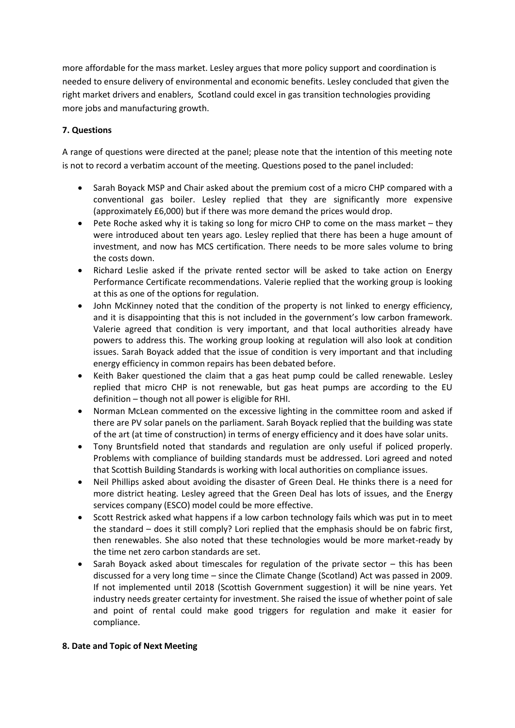more affordable for the mass market. Lesley argues that more policy support and coordination is needed to ensure delivery of environmental and economic benefits. Lesley concluded that given the right market drivers and enablers, Scotland could excel in gas transition technologies providing more jobs and manufacturing growth.

**7. Questions**

A range of questions were directed at the panel; please note that the intention of this meeting note is not to record a verbatim account of the meeting. Questions posed to the panel included:

- Sarah Boyack MSP and Chair asked about the premium cost of a micro CHP compared with a conventional gas boiler. Lesley replied that they are significantly more expensive (approximately £6,000) but if there was more demand the prices would drop.
- Pete Roche asked why it is taking so long for micro CHP to come on the mass market – they were introduced about ten years ago. Lesley replied that there has been a huge amount of investment, and now has MCS certification. There needs to be more sales volume to bring the costs down.
- Richard Leslie asked if the private rented sector will be asked to take action on Energy Performance Certificate recommendations. Valerie replied that the working group is looking at this as one of the options for regulation.
- John McKinney noted that the condition of the property is not linked to energy efficiency, and it is disappointing that this is not included in the government's low carbon framework. Valerie agreed that condition is very important, and that local authorities already have powers to address this. The working group looking at regulation will also look at condition issues. Sarah Boyack added that the issue of condition is very important and that including energy efficiency in common repairs has been debated before.
- Keith Baker questioned the claim that a gas heat pump could be called renewable. Lesley replied that micro CHP is not renewable, but gas heat pumps are according to the EU definition – though not all power is eligible for RHI.
- Norman McLean commented on the excessive lighting in the committee room and asked if there are PV solar panels on the parliament. Sarah Boyack replied that the building was state of the art (at time of construction) in terms of energy efficiency and it does have solar units.
- Tony Bruntsfield noted that standards and regulation are only useful if policed properly. Problems with compliance of building standards must be addressed. Lori agreed and noted that Scottish Building Standards is working with local authorities on compliance issues.
- Neil Phillips asked about avoiding the disaster of Green Deal. He thinks there is a need for more district heating. Lesley agreed that the Green Deal has lots of issues, and the Energy services company (ESCO) model could be more effective.
- Scott Restrick asked what happens if a low carbon technology fails which was put in to meet the standard – does it still comply? Lori replied that the emphasis should be on fabric first, then renewables. She also noted that these technologies would be more market-ready by the time net zero carbon standards are set.
- Sarah Boyack asked about timescales for regulation of the private sector – this has been discussed for a very long time – since the Climate Change (Scotland) Act was passed in 2009. If not implemented until 2018 (Scottish Government suggestion) it will be nine years. Yet industry needs greater certainty for investment. She raised the issue of whether point of sale and point of rental could make good triggers for regulation and make it easier for compliance.

**8. Date and Topic of Next Meeting**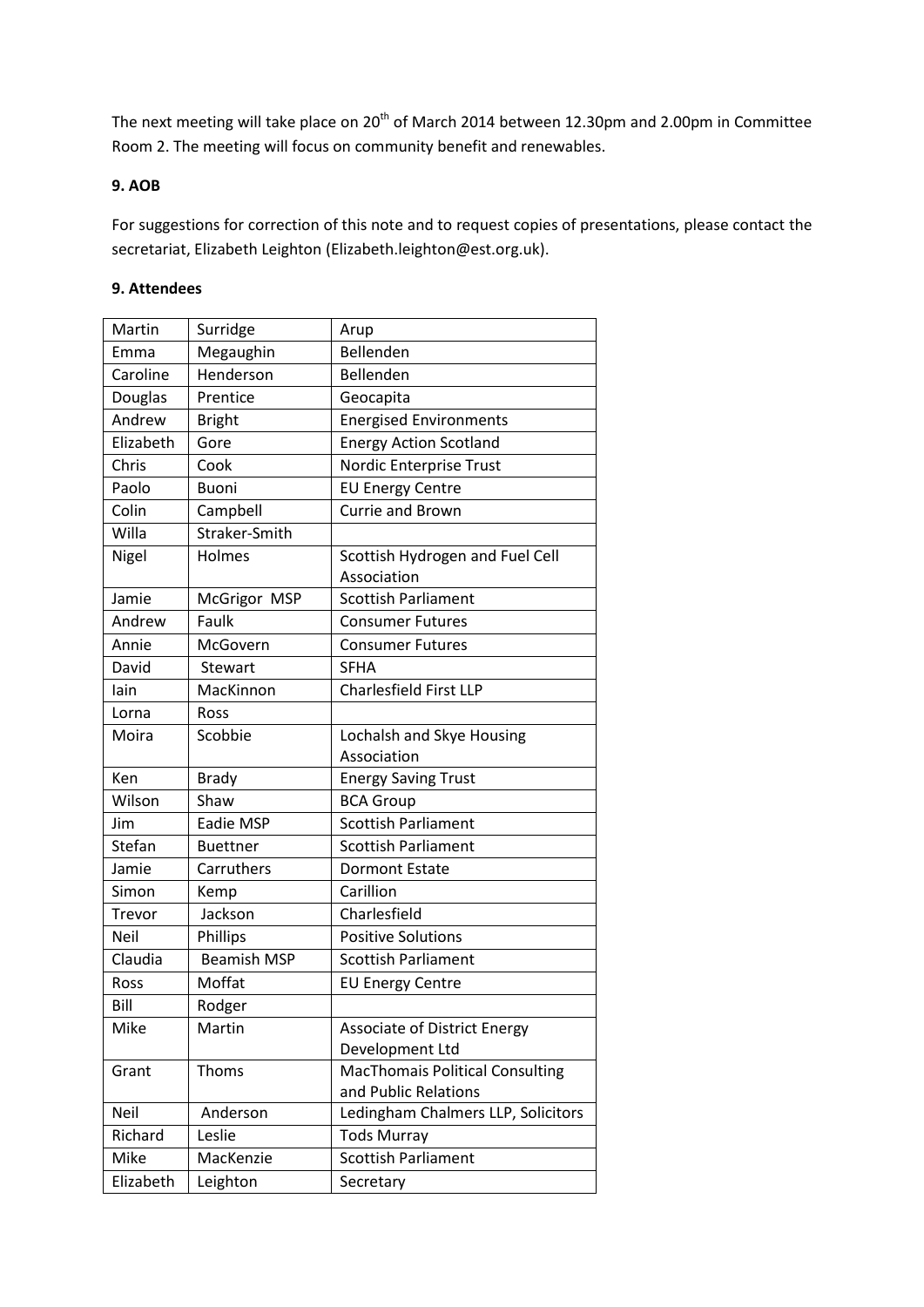The next meeting will take place on 20th of March 2014 between 12.30pm and 2.00pm in Committee Room 2. The meeting will focus on community benefit and renewables.

**9. AOB**

For suggestions for correction of this note and to request copies of presentations, please contact the secretariat, Elizabeth Leighton (Elizabeth.leighton@est.org.uk).

**9. Attendees**

| | | |
|---|---|---|
| Martin | Surridge | Arup |
| Emma | Megaughin | Bellenden |
| Caroline | Henderson | Bellenden |
| Douglas | Prentice | Geocapita |
| Andrew | Bright | Energised Environments |
| Elizabeth | Gore | Energy Action Scotland |
| Chris | Cook | Nordic Enterprise Trust |
| Paolo | Buoni | EU Energy Centre |
| Colin | Campbell | Currie and Brown |
| Willa | Straker-Smith | |
| Nigel | Holmes | Scottish Hydrogen and Fuel Cell Association |
| Jamie | McGrigor MSP | Scottish Parliament |
| Andrew | Faulk | Consumer Futures |
| Annie | McGovern | Consumer Futures |
| David | Stewart | SFHA |
| Iain | MacKinnon | Charlesfield First LLP |
| Lorna | Ross | |
| Moira | Scobbie | Lochalsh and Skye Housing Association |
| Ken | Brady | Energy Saving Trust |
| Wilson | Shaw | BCA Group |
| Jim | Eadie MSP | Scottish Parliament |
| Stefan | Buettner | Scottish Parliament |
| Jamie | Carruthers | Dormont Estate |
| Simon | Kemp | Carillion |
| Trevor | Jackson | Charlesfield |
| Neil | Phillips | Positive Solutions |
| Claudia | Beamish MSP | Scottish Parliament |
| Ross | Moffat | EU Energy Centre |
| Bill | Rodger | |
| Mike | Martin | Associate of District Energy Development Ltd |
| Grant | Thoms | MacThomais Political Consulting and Public Relations |
| Neil | Anderson | Ledingham Chalmers LLP, Solicitors |
| Richard | Leslie | Tods Murray |
| Mike | MacKenzie | Scottish Parliament |
| Elizabeth | Leighton | Secretary |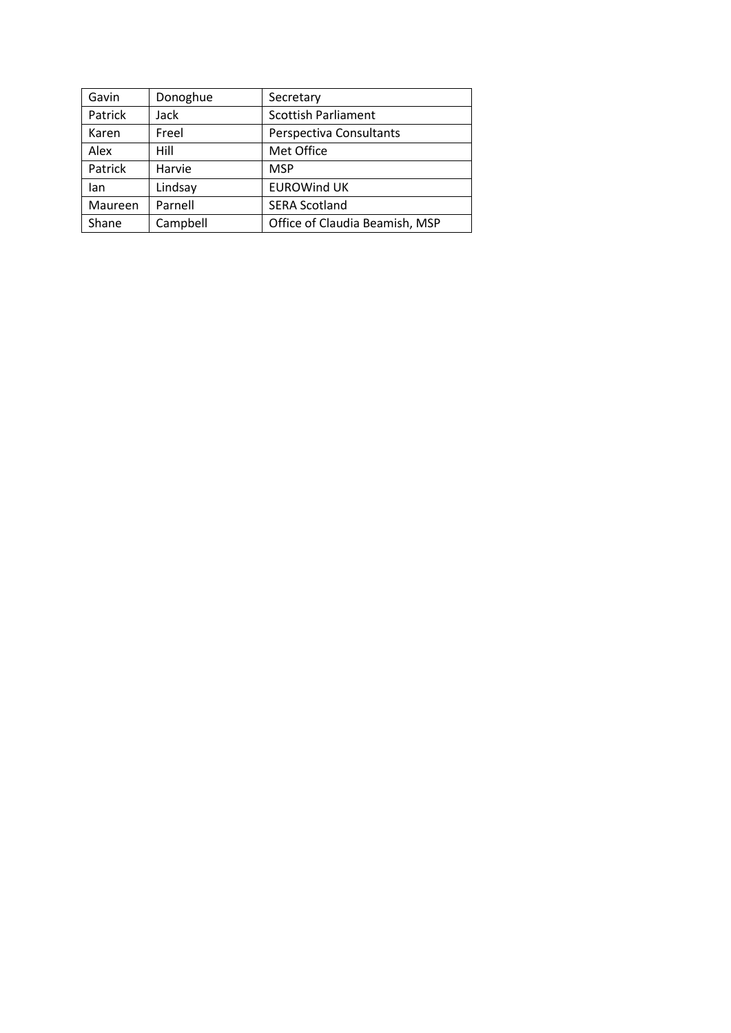| | | |
|---|---|---|
| Gavin | Donoghue | Secretary |
| Patrick | Jack | Scottish Parliament |
| Karen | Freel | Perspectiva Consultants |
| Alex | Hill | Met Office |
| Patrick | Harvie | MSP |
| Ian | Lindsay | EUROWind UK |
| Maureen | Parnell | SERA Scotland |
| Shane | Campbell | Office of Claudia Beamish, MSP |